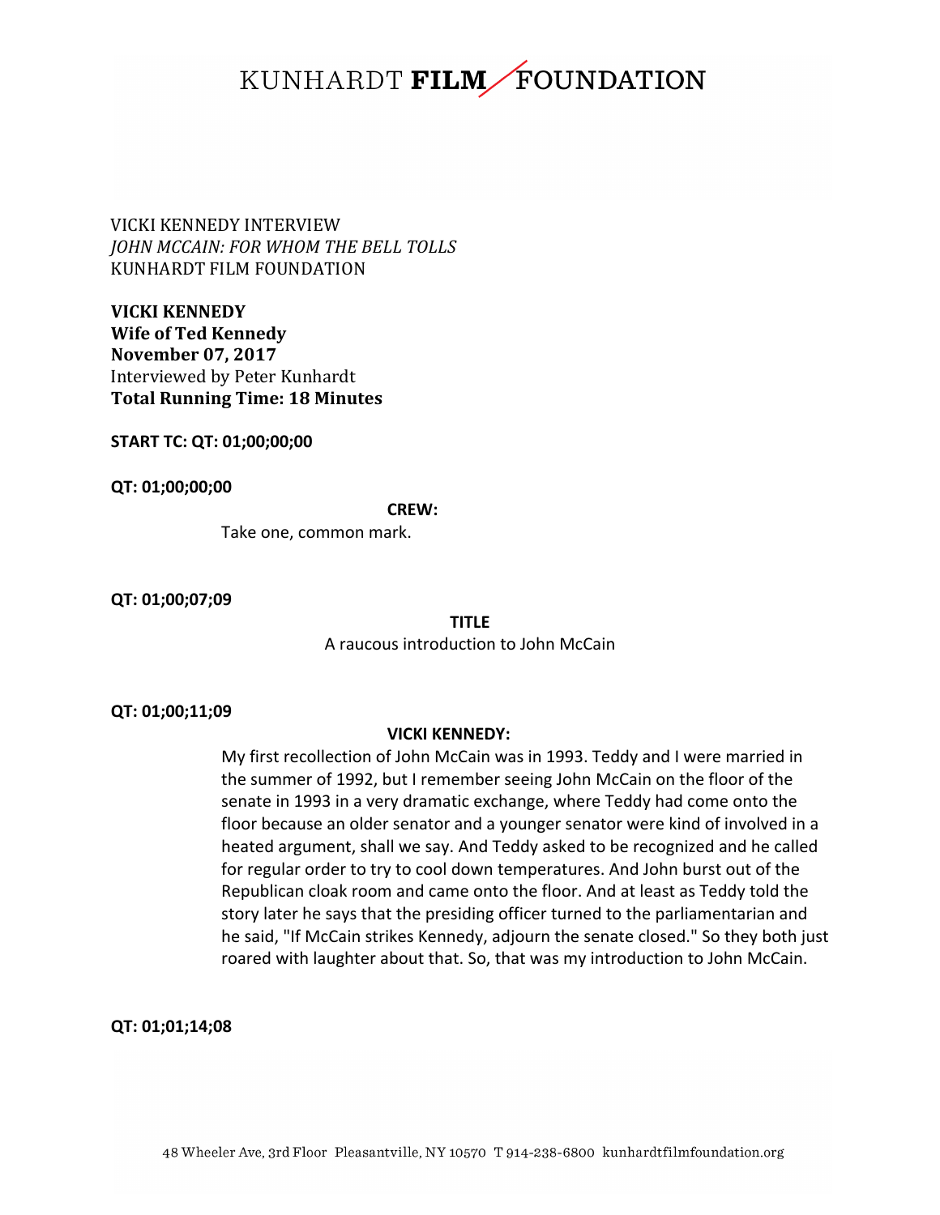KUNHARDT **FILM** FOUNDATION

VICKI KENNEDY INTERVIEW
*JOHN MCCAIN: FOR WHOM THE BELL TOLLS*
KUNHARDT FILM FOUNDATION

**VICKI KENNEDY**
**Wife of Ted Kennedy**
**November 07, 2017**
Interviewed by Peter Kunhardt
**Total Running Time: 18 Minutes**

**START TC: QT: 01;00;00;00**

**QT: 01;00;00;00**

**CREW:**

Take one, common mark.

**QT: 01;00;07;09**

**TITLE**

A raucous introduction to John McCain

**QT: 01;00;11;09**

**VICKI KENNEDY:**

My first recollection of John McCain was in 1993. Teddy and I were married in the summer of 1992, but I remember seeing John McCain on the floor of the senate in 1993 in a very dramatic exchange, where Teddy had come onto the floor because an older senator and a younger senator were kind of involved in a heated argument, shall we say. And Teddy asked to be recognized and he called for regular order to try to cool down temperatures. And John burst out of the Republican cloak room and came onto the floor. And at least as Teddy told the story later he says that the presiding officer turned to the parliamentarian and he said, "If McCain strikes Kennedy, adjourn the senate closed." So they both just roared with laughter about that. So, that was my introduction to John McCain.

**QT: 01;01;14;08**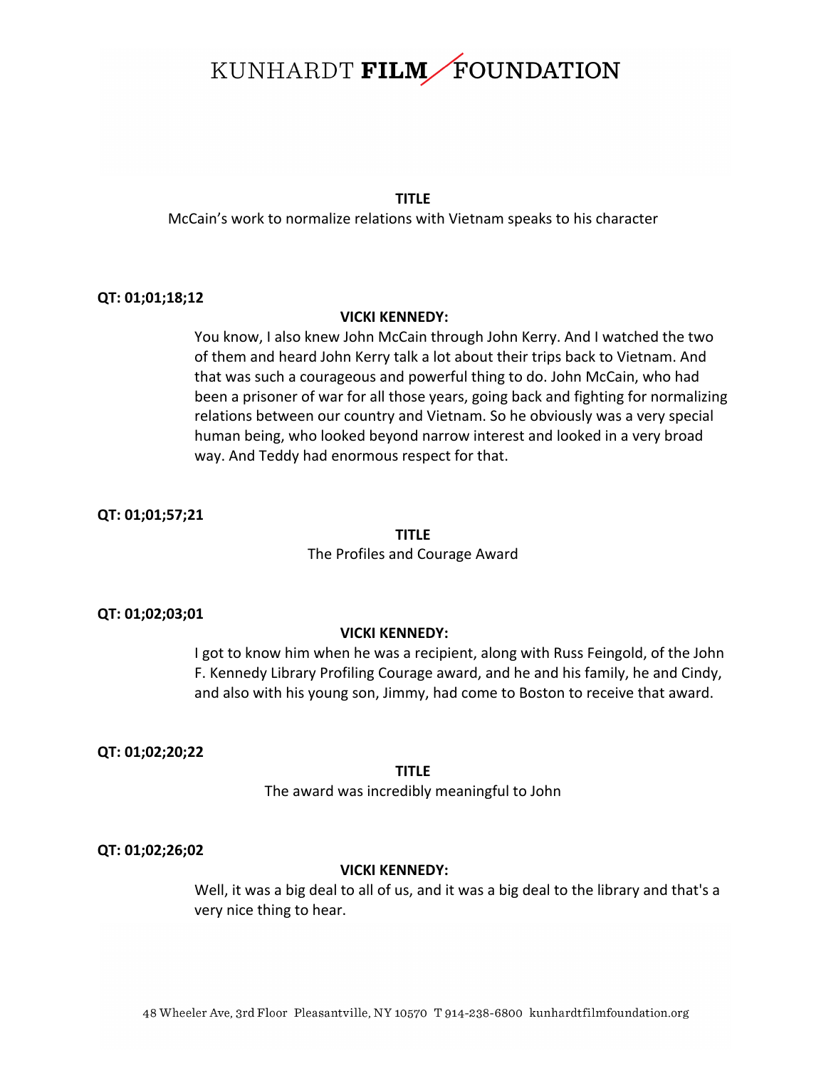**TITLE**

McCain's work to normalize relations with Vietnam speaks to his character

**QT: 01;01;18;12**

**VICKI KENNEDY:**

You know, I also knew John McCain through John Kerry. And I watched the two of them and heard John Kerry talk a lot about their trips back to Vietnam. And that was such a courageous and powerful thing to do. John McCain, who had been a prisoner of war for all those years, going back and fighting for normalizing relations between our country and Vietnam. So he obviously was a very special human being, who looked beyond narrow interest and looked in a very broad way. And Teddy had enormous respect for that.

**QT: 01;01;57;21**

**TITLE**

The Profiles and Courage Award

**QT: 01;02;03;01**

**VICKI KENNEDY:**

I got to know him when he was a recipient, along with Russ Feingold, of the John F. Kennedy Library Profiling Courage award, and he and his family, he and Cindy, and also with his young son, Jimmy, had come to Boston to receive that award.

**QT: 01;02;20;22**

**TITLE**

The award was incredibly meaningful to John

**QT: 01;02;26;02**

**VICKI KENNEDY:**

Well, it was a big deal to all of us, and it was a big deal to the library and that's a very nice thing to hear.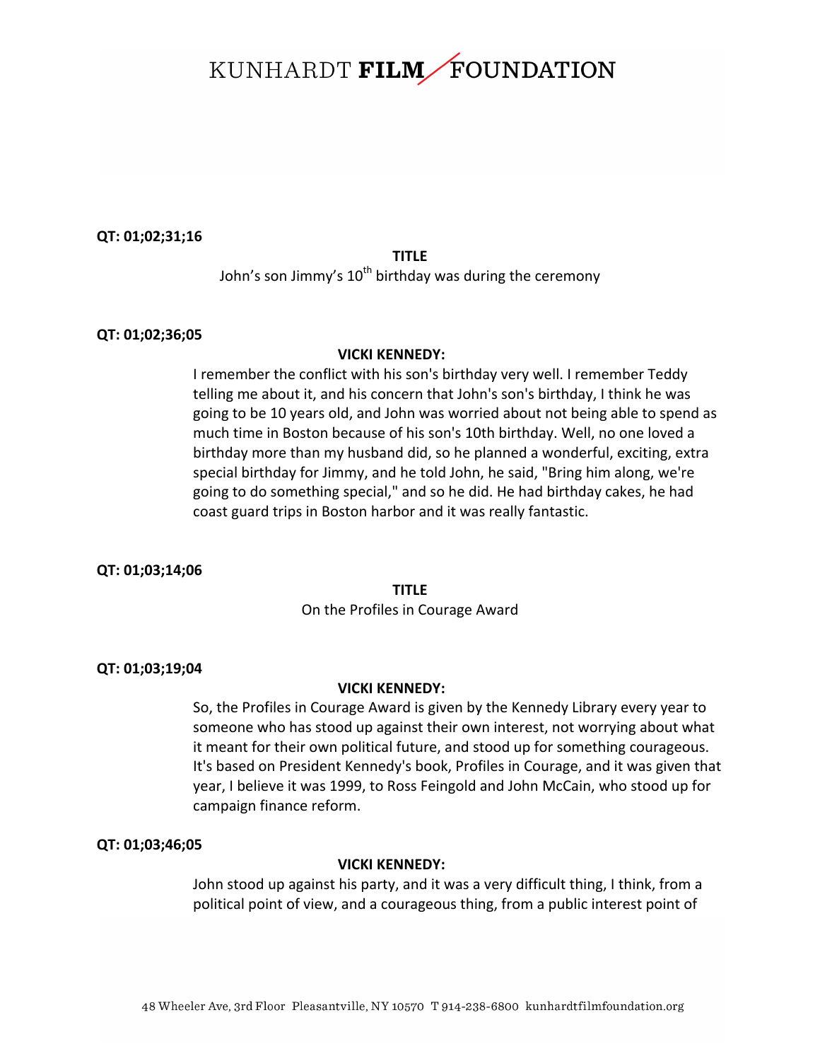**QT: 01;02;31;16**

**TITLE**

John's son Jimmy's 10th birthday was during the ceremony

**QT: 01;02;36;05**

**VICKI KENNEDY:**

I remember the conflict with his son's birthday very well. I remember Teddy telling me about it, and his concern that John's son's birthday, I think he was going to be 10 years old, and John was worried about not being able to spend as much time in Boston because of his son's 10th birthday. Well, no one loved a birthday more than my husband did, so he planned a wonderful, exciting, extra special birthday for Jimmy, and he told John, he said, "Bring him along, we're going to do something special," and so he did. He had birthday cakes, he had coast guard trips in Boston harbor and it was really fantastic.

**QT: 01;03;14;06**

**TITLE**

On the Profiles in Courage Award

**QT: 01;03;19;04**

**VICKI KENNEDY:**

So, the Profiles in Courage Award is given by the Kennedy Library every year to someone who has stood up against their own interest, not worrying about what it meant for their own political future, and stood up for something courageous. It's based on President Kennedy's book, Profiles in Courage, and it was given that year, I believe it was 1999, to Ross Feingold and John McCain, who stood up for campaign finance reform.

**QT: 01;03;46;05**

**VICKI KENNEDY:**

John stood up against his party, and it was a very difficult thing, I think, from a political point of view, and a courageous thing, from a public interest point of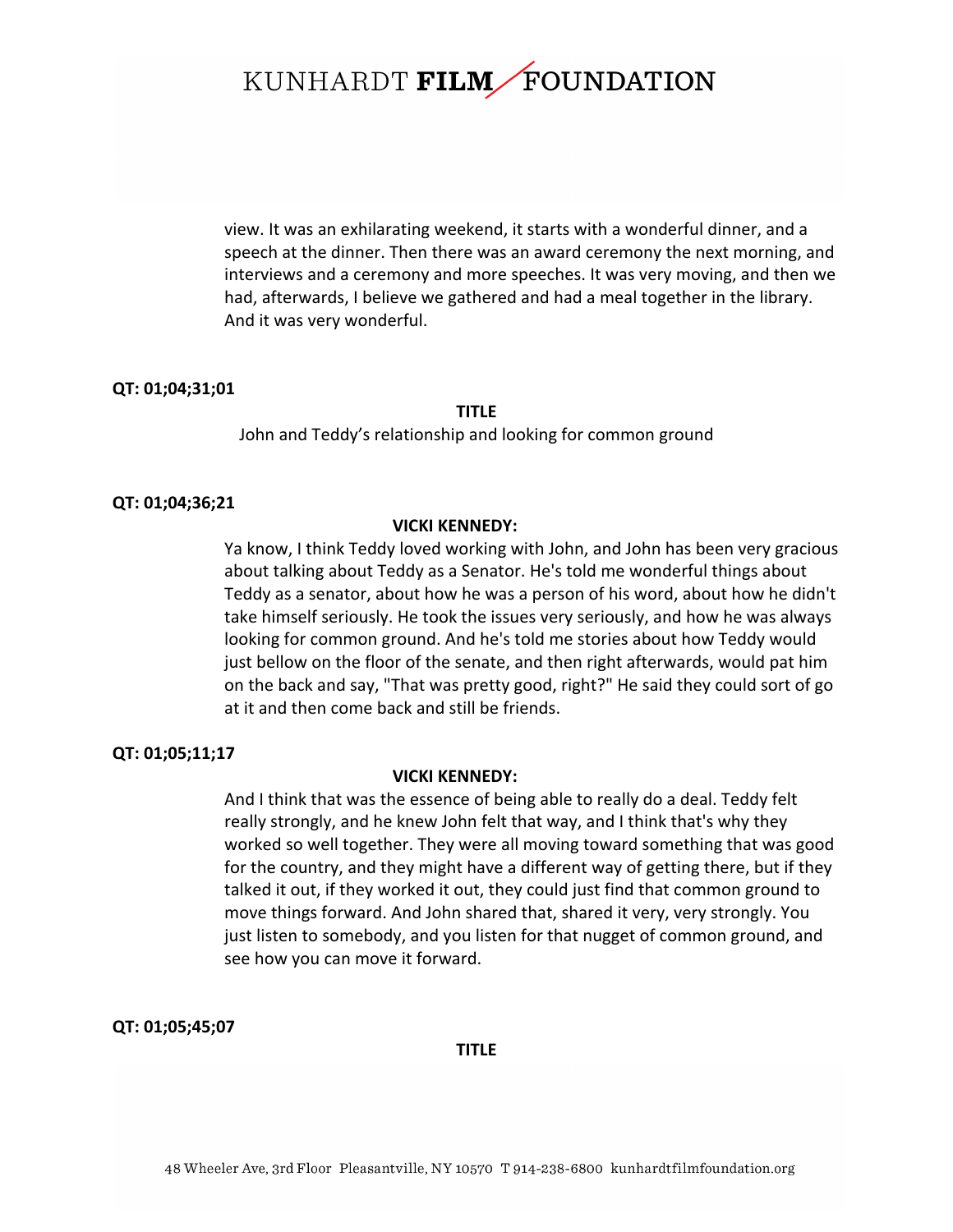view. It was an exhilarating weekend, it starts with a wonderful dinner, and a speech at the dinner. Then there was an award ceremony the next morning, and interviews and a ceremony and more speeches. It was very moving, and then we had, afterwards, I believe we gathered and had a meal together in the library. And it was very wonderful.

**QT: 01;04;31;01**

**TITLE**

John and Teddy's relationship and looking for common ground

**QT: 01;04;36;21**

**VICKI KENNEDY:**

Ya know, I think Teddy loved working with John, and John has been very gracious about talking about Teddy as a Senator. He's told me wonderful things about Teddy as a senator, about how he was a person of his word, about how he didn't take himself seriously. He took the issues very seriously, and how he was always looking for common ground. And he's told me stories about how Teddy would just bellow on the floor of the senate, and then right afterwards, would pat him on the back and say, "That was pretty good, right?" He said they could sort of go at it and then come back and still be friends.

**QT: 01;05;11;17**

**VICKI KENNEDY:**

And I think that was the essence of being able to really do a deal. Teddy felt really strongly, and he knew John felt that way, and I think that's why they worked so well together. They were all moving toward something that was good for the country, and they might have a different way of getting there, but if they talked it out, if they worked it out, they could just find that common ground to move things forward. And John shared that, shared it very, very strongly. You just listen to somebody, and you listen for that nugget of common ground, and see how you can move it forward.

**QT: 01;05;45;07**

**TITLE**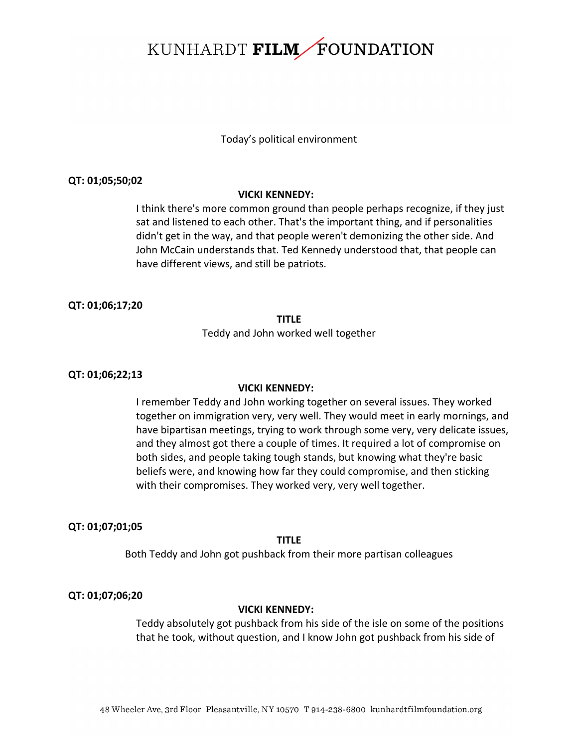Today's political environment

**QT: 01;05;50;02**

**VICKI KENNEDY:**

I think there's more common ground than people perhaps recognize, if they just sat and listened to each other. That's the important thing, and if personalities didn't get in the way, and that people weren't demonizing the other side. And John McCain understands that. Ted Kennedy understood that, that people can have different views, and still be patriots.

**QT: 01;06;17;20**

**TITLE**

Teddy and John worked well together

**QT: 01;06;22;13**

**VICKI KENNEDY:**

I remember Teddy and John working together on several issues. They worked together on immigration very, very well. They would meet in early mornings, and have bipartisan meetings, trying to work through some very, very delicate issues, and they almost got there a couple of times. It required a lot of compromise on both sides, and people taking tough stands, but knowing what they're basic beliefs were, and knowing how far they could compromise, and then sticking with their compromises. They worked very, very well together.

**QT: 01;07;01;05**

**TITLE**

Both Teddy and John got pushback from their more partisan colleagues

**QT: 01;07;06;20**

**VICKI KENNEDY:**

Teddy absolutely got pushback from his side of the isle on some of the positions that he took, without question, and I know John got pushback from his side of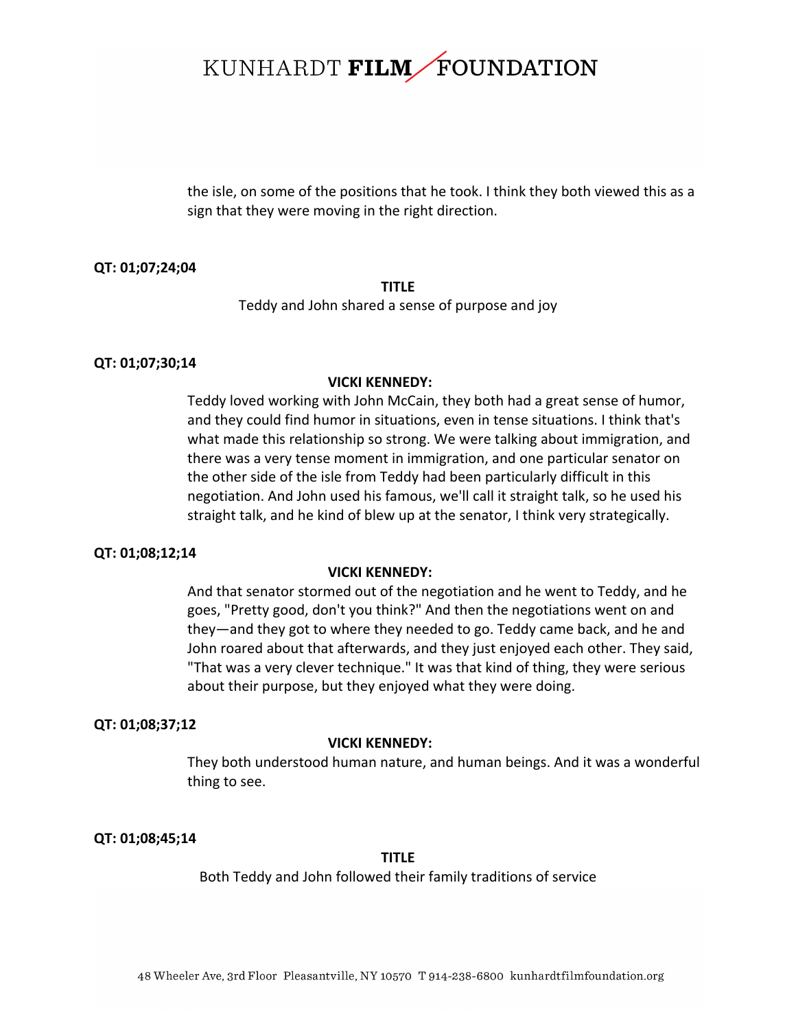the isle, on some of the positions that he took. I think they both viewed this as a sign that they were moving in the right direction.

**QT: 01;07;24;04**

**TITLE**

Teddy and John shared a sense of purpose and joy

**QT: 01;07;30;14**

**VICKI KENNEDY:**

Teddy loved working with John McCain, they both had a great sense of humor, and they could find humor in situations, even in tense situations. I think that's what made this relationship so strong. We were talking about immigration, and there was a very tense moment in immigration, and one particular senator on the other side of the isle from Teddy had been particularly difficult in this negotiation. And John used his famous, we'll call it straight talk, so he used his straight talk, and he kind of blew up at the senator, I think very strategically.

**QT: 01;08;12;14**

**VICKI KENNEDY:**

And that senator stormed out of the negotiation and he went to Teddy, and he goes, "Pretty good, don't you think?" And then the negotiations went on and they—and they got to where they needed to go. Teddy came back, and he and John roared about that afterwards, and they just enjoyed each other. They said, "That was a very clever technique." It was that kind of thing, they were serious about their purpose, but they enjoyed what they were doing.

**QT: 01;08;37;12**

**VICKI KENNEDY:**

They both understood human nature, and human beings. And it was a wonderful thing to see.

**QT: 01;08;45;14**

**TITLE**

Both Teddy and John followed their family traditions of service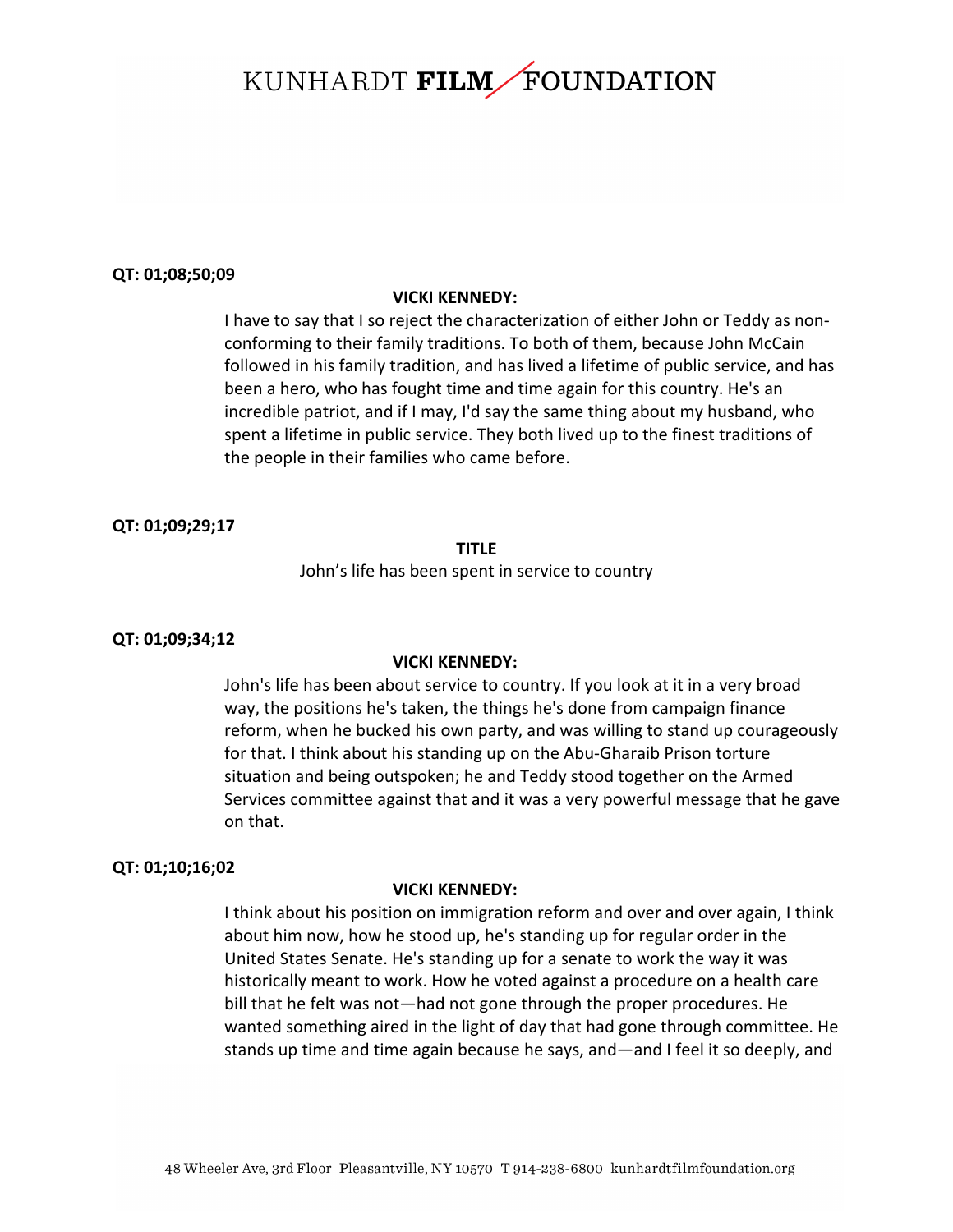**QT: 01;08;50;09**

**VICKI KENNEDY:**

I have to say that I so reject the characterization of either John or Teddy as non-conforming to their family traditions. To both of them, because John McCain followed in his family tradition, and has lived a lifetime of public service, and has been a hero, who has fought time and time again for this country. He's an incredible patriot, and if I may, I'd say the same thing about my husband, who spent a lifetime in public service. They both lived up to the finest traditions of the people in their families who came before.

**QT: 01;09;29;17**

**TITLE**

John's life has been spent in service to country

**QT: 01;09;34;12**

**VICKI KENNEDY:**

John's life has been about service to country. If you look at it in a very broad way, the positions he's taken, the things he's done from campaign finance reform, when he bucked his own party, and was willing to stand up courageously for that. I think about his standing up on the Abu-Gharaib Prison torture situation and being outspoken; he and Teddy stood together on the Armed Services committee against that and it was a very powerful message that he gave on that.

**QT: 01;10;16;02**

**VICKI KENNEDY:**

I think about his position on immigration reform and over and over again, I think about him now, how he stood up, he's standing up for regular order in the United States Senate. He's standing up for a senate to work the way it was historically meant to work. How he voted against a procedure on a health care bill that he felt was not—had not gone through the proper procedures. He wanted something aired in the light of day that had gone through committee. He stands up time and time again because he says, and—and I feel it so deeply, and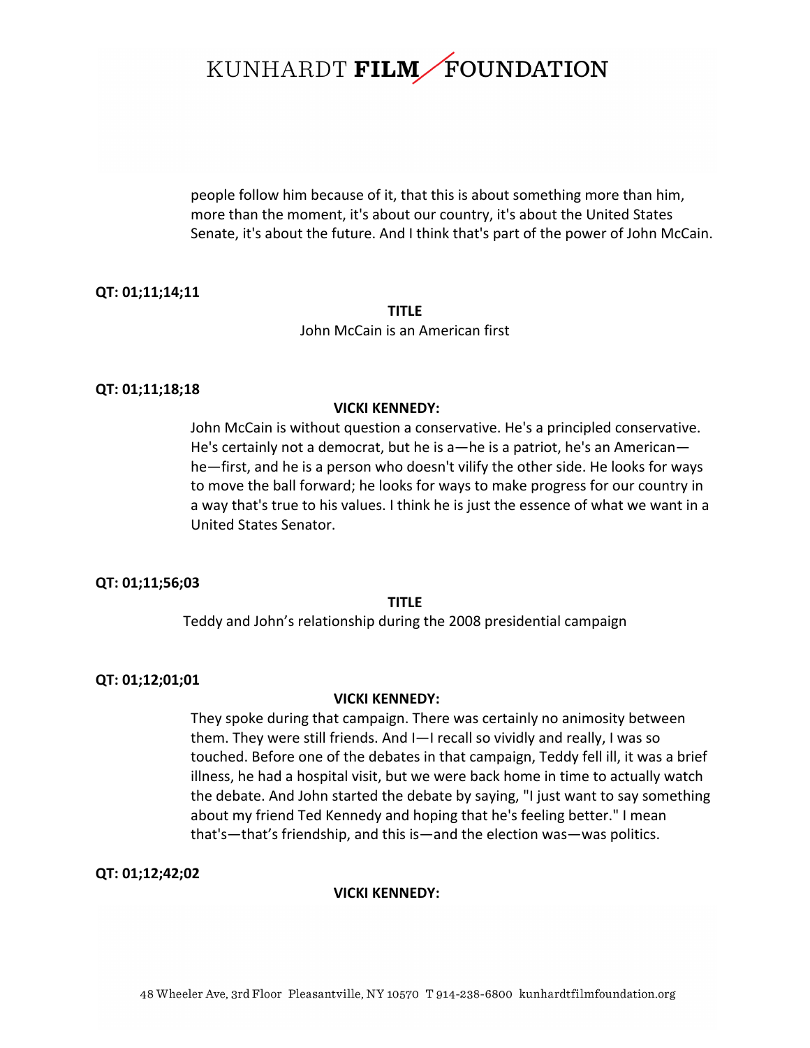people follow him because of it, that this is about something more than him, more than the moment, it's about our country, it's about the United States Senate, it's about the future. And I think that's part of the power of John McCain.

**QT: 01;11;14;11**

**TITLE**

John McCain is an American first

**QT: 01;11;18;18**

**VICKI KENNEDY:**

John McCain is without question a conservative. He's a principled conservative. He's certainly not a democrat, but he is a—he is a patriot, he's an American—he—first, and he is a person who doesn't vilify the other side. He looks for ways to move the ball forward; he looks for ways to make progress for our country in a way that's true to his values. I think he is just the essence of what we want in a United States Senator.

**QT: 01;11;56;03**

**TITLE**

Teddy and John's relationship during the 2008 presidential campaign

**QT: 01;12;01;01**

**VICKI KENNEDY:**

They spoke during that campaign. There was certainly no animosity between them. They were still friends. And I—I recall so vividly and really, I was so touched. Before one of the debates in that campaign, Teddy fell ill, it was a brief illness, he had a hospital visit, but we were back home in time to actually watch the debate. And John started the debate by saying, "I just want to say something about my friend Ted Kennedy and hoping that he's feeling better." I mean that's—that's friendship, and this is—and the election was—was politics.

**QT: 01;12;42;02**

**VICKI KENNEDY:**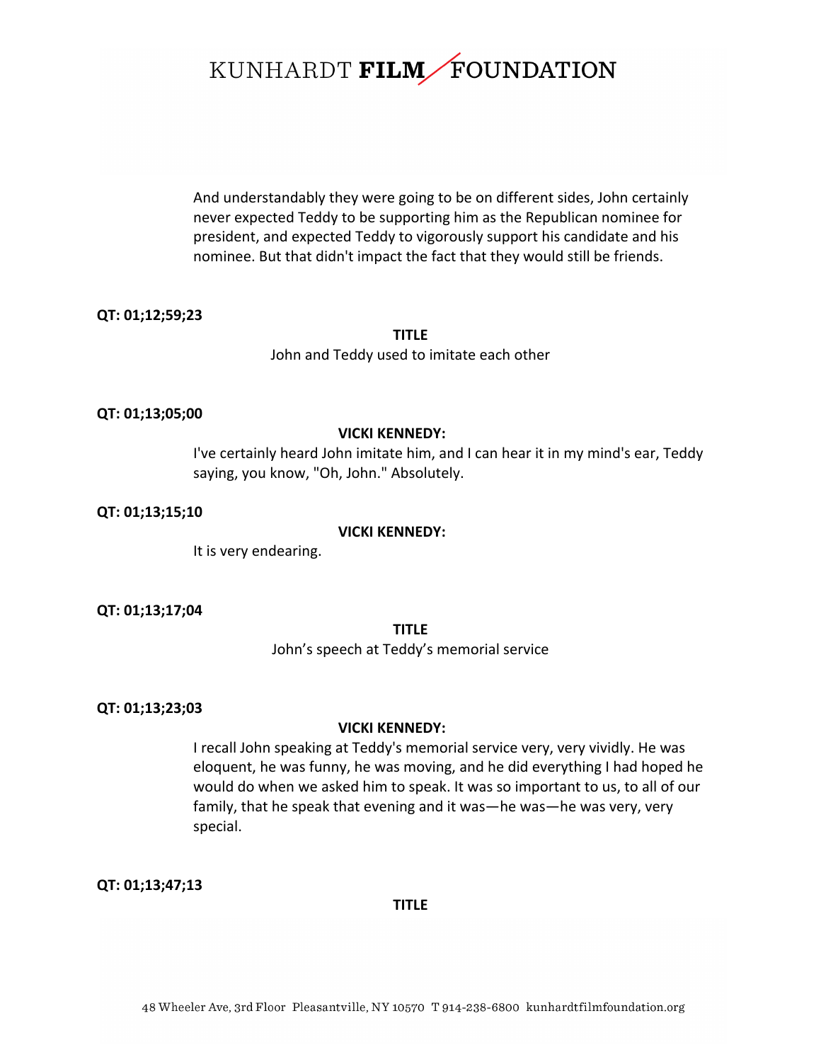And understandably they were going to be on different sides, John certainly never expected Teddy to be supporting him as the Republican nominee for president, and expected Teddy to vigorously support his candidate and his nominee. But that didn't impact the fact that they would still be friends.

**QT: 01;12;59;23**

**TITLE**

John and Teddy used to imitate each other

**QT: 01;13;05;00**

**VICKI KENNEDY:**

I've certainly heard John imitate him, and I can hear it in my mind's ear, Teddy saying, you know, "Oh, John." Absolutely.

**QT: 01;13;15;10**

**VICKI KENNEDY:**

It is very endearing.

**QT: 01;13;17;04**

**TITLE**

John's speech at Teddy's memorial service

**QT: 01;13;23;03**

**VICKI KENNEDY:**

I recall John speaking at Teddy's memorial service very, very vividly. He was eloquent, he was funny, he was moving, and he did everything I had hoped he would do when we asked him to speak. It was so important to us, to all of our family, that he speak that evening and it was—he was—he was very, very special.

**QT: 01;13;47;13**

**TITLE**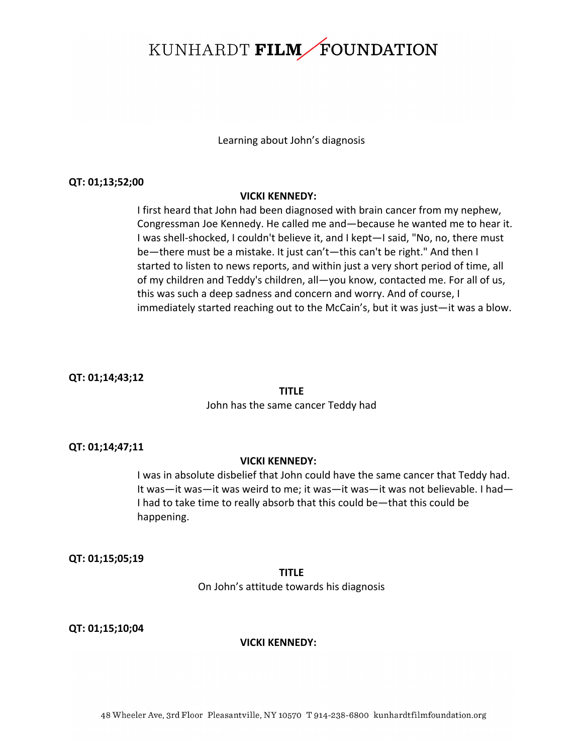Learning about John's diagnosis

**QT: 01;13;52;00**

**VICKI KENNEDY:**

I first heard that John had been diagnosed with brain cancer from my nephew, Congressman Joe Kennedy. He called me and—because he wanted me to hear it. I was shell-shocked, I couldn't believe it, and I kept—I said, "No, no, there must be—there must be a mistake. It just can't—this can't be right." And then I started to listen to news reports, and within just a very short period of time, all of my children and Teddy's children, all—you know, contacted me. For all of us, this was such a deep sadness and concern and worry. And of course, I immediately started reaching out to the McCain's, but it was just—it was a blow.

**QT: 01;14;43;12**

**TITLE**

John has the same cancer Teddy had

**QT: 01;14;47;11**

**VICKI KENNEDY:**

I was in absolute disbelief that John could have the same cancer that Teddy had. It was—it was—it was weird to me; it was—it was—it was not believable. I had—I had to take time to really absorb that this could be—that this could be happening.

**QT: 01;15;05;19**

**TITLE**

On John's attitude towards his diagnosis

**QT: 01;15;10;04**

**VICKI KENNEDY:**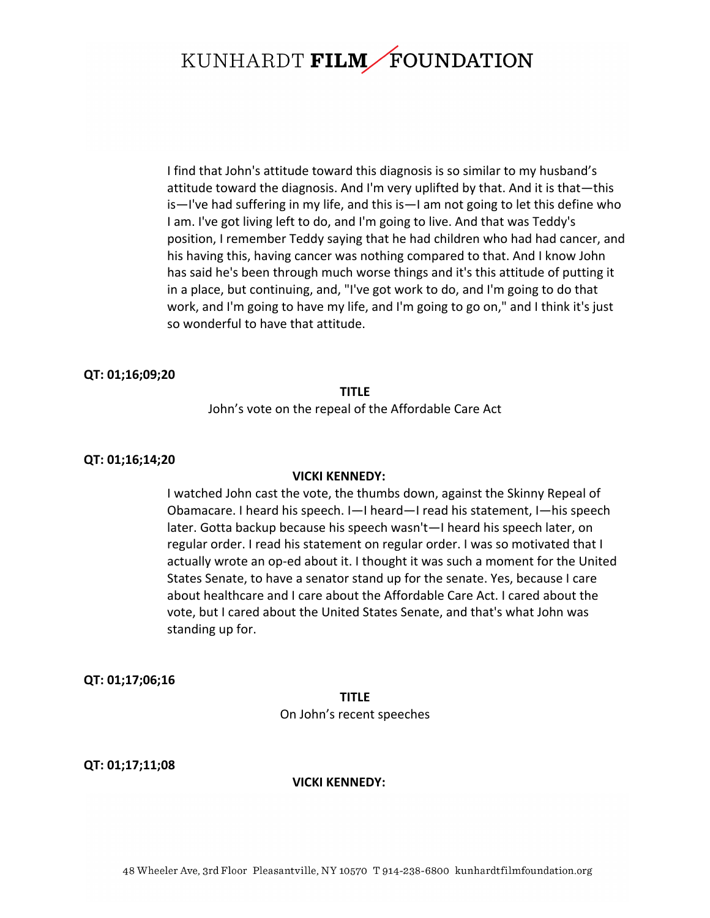I find that John's attitude toward this diagnosis is so similar to my husband's attitude toward the diagnosis. And I'm very uplifted by that. And it is that—this is—I've had suffering in my life, and this is—I am not going to let this define who I am. I've got living left to do, and I'm going to live. And that was Teddy's position, I remember Teddy saying that he had children who had had cancer, and his having this, having cancer was nothing compared to that. And I know John has said he's been through much worse things and it's this attitude of putting it in a place, but continuing, and, "I've got work to do, and I'm going to do that work, and I'm going to have my life, and I'm going to go on," and I think it's just so wonderful to have that attitude.

**QT: 01;16;09;20**

**TITLE**

John's vote on the repeal of the Affordable Care Act

**QT: 01;16;14;20**

**VICKI KENNEDY:**

I watched John cast the vote, the thumbs down, against the Skinny Repeal of Obamacare. I heard his speech. I—I heard—I read his statement, I—his speech later. Gotta backup because his speech wasn't—I heard his speech later, on regular order. I read his statement on regular order. I was so motivated that I actually wrote an op-ed about it. I thought it was such a moment for the United States Senate, to have a senator stand up for the senate. Yes, because I care about healthcare and I care about the Affordable Care Act. I cared about the vote, but I cared about the United States Senate, and that's what John was standing up for.

**QT: 01;17;06;16**

**TITLE**

On John's recent speeches

**QT: 01;17;11;08**

**VICKI KENNEDY:**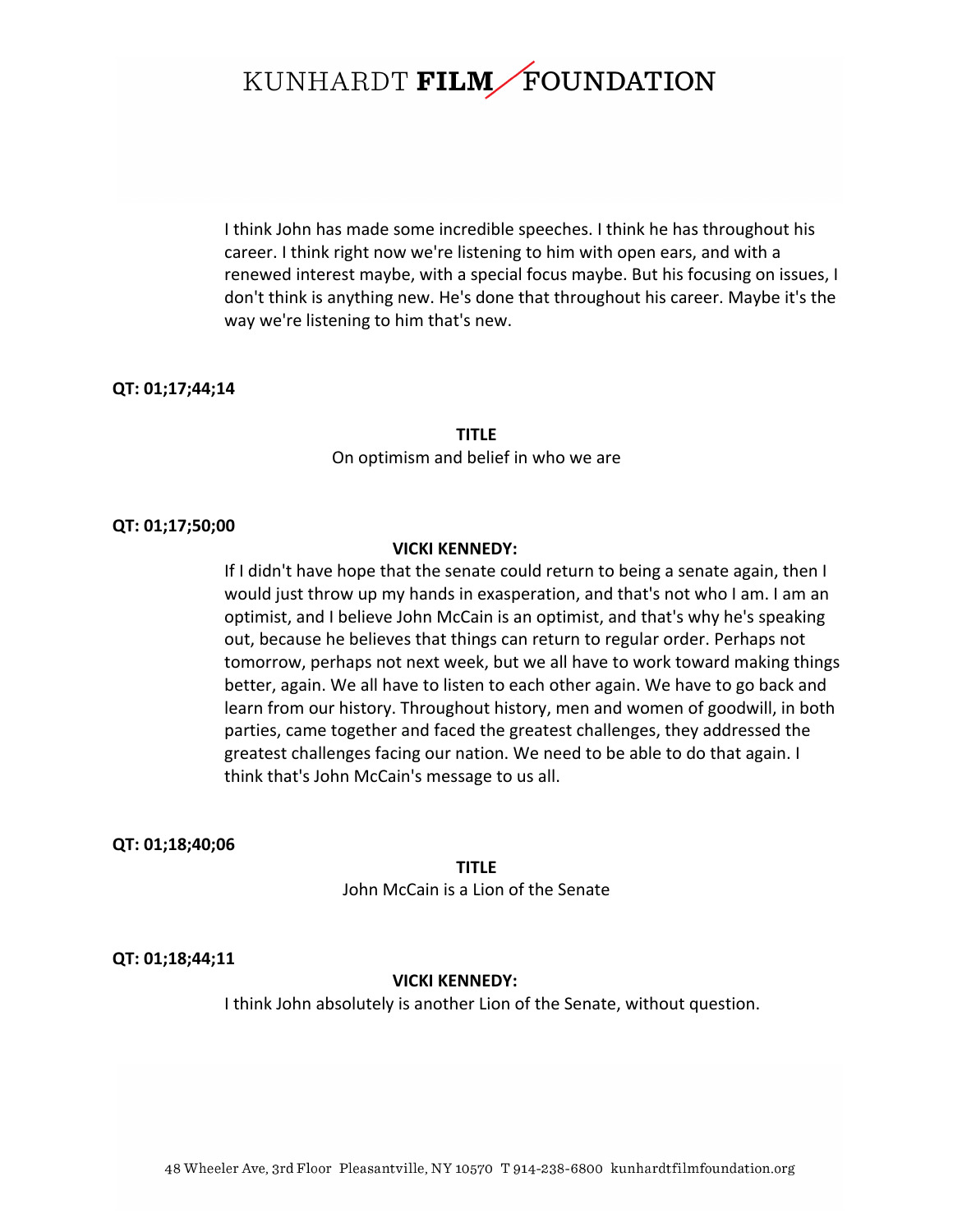I think John has made some incredible speeches. I think he has throughout his career. I think right now we're listening to him with open ears, and with a renewed interest maybe, with a special focus maybe. But his focusing on issues, I don't think is anything new. He's done that throughout his career. Maybe it's the way we're listening to him that's new.

**QT: 01;17;44;14**

**TITLE**

On optimism and belief in who we are

**QT: 01;17;50;00**

**VICKI KENNEDY:**

If I didn't have hope that the senate could return to being a senate again, then I would just throw up my hands in exasperation, and that's not who I am. I am an optimist, and I believe John McCain is an optimist, and that's why he's speaking out, because he believes that things can return to regular order. Perhaps not tomorrow, perhaps not next week, but we all have to work toward making things better, again. We all have to listen to each other again. We have to go back and learn from our history. Throughout history, men and women of goodwill, in both parties, came together and faced the greatest challenges, they addressed the greatest challenges facing our nation. We need to be able to do that again. I think that's John McCain's message to us all.

**QT: 01;18;40;06**

**TITLE**

John McCain is a Lion of the Senate

**QT: 01;18;44;11**

**VICKI KENNEDY:**

I think John absolutely is another Lion of the Senate, without question.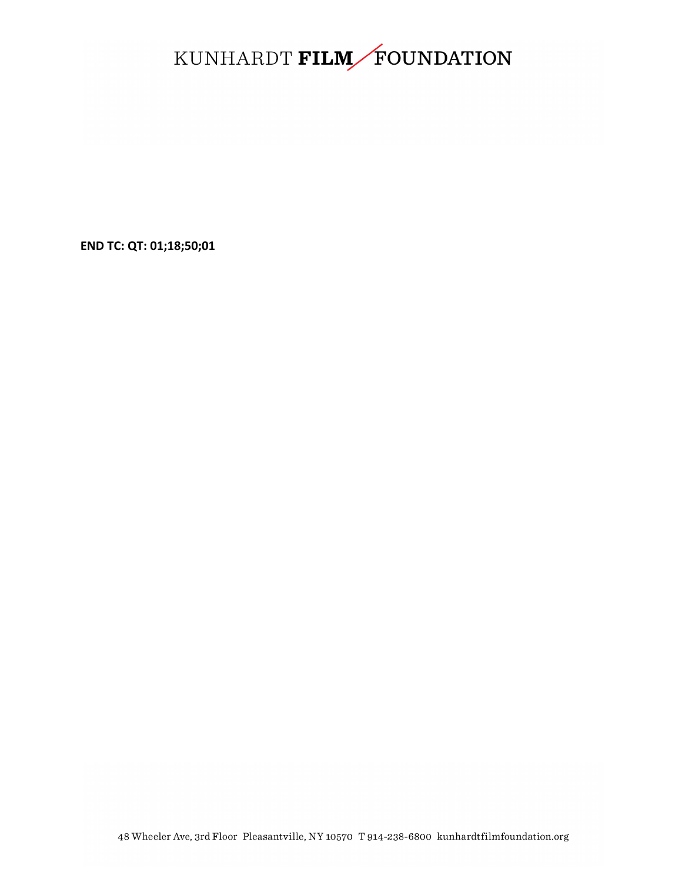**END TC: QT: 01;18;50;01**